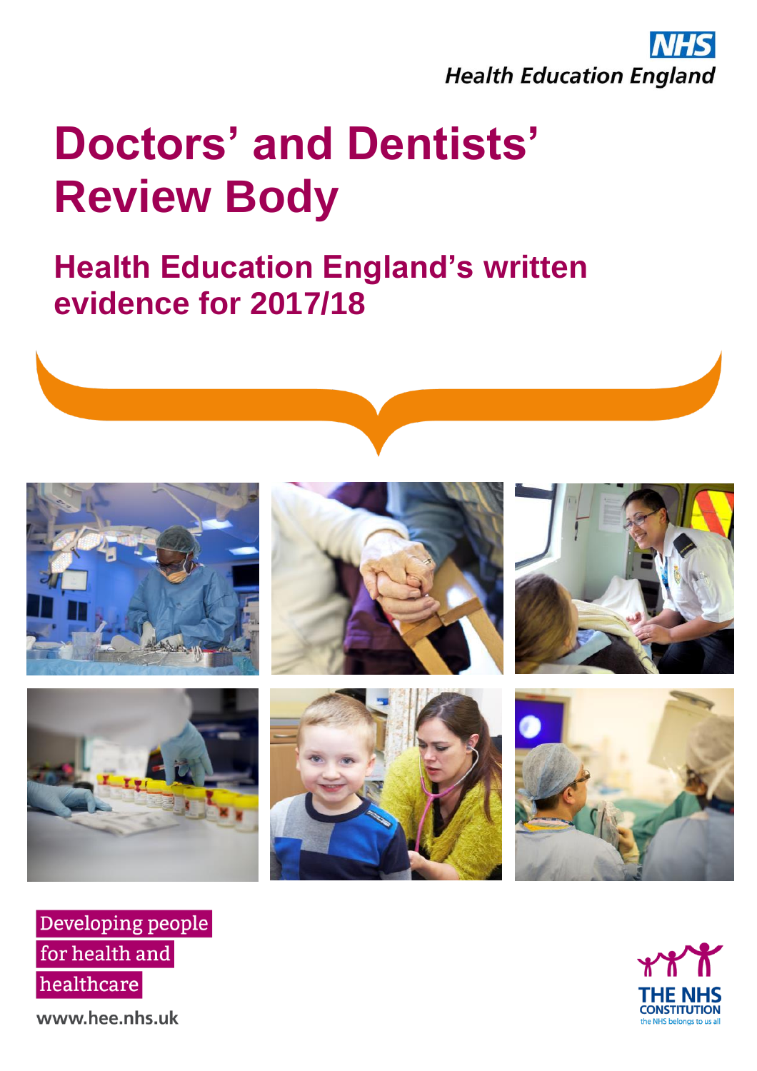NHS
Health Education England

# Doctors' and Dentists' Review Body

## Health Education England's written evidence for 2017/18

Developing people
for health and
healthcare

www.hee.nhs.uk

THE NHS CONSTITUTION
the NHS belongs to us all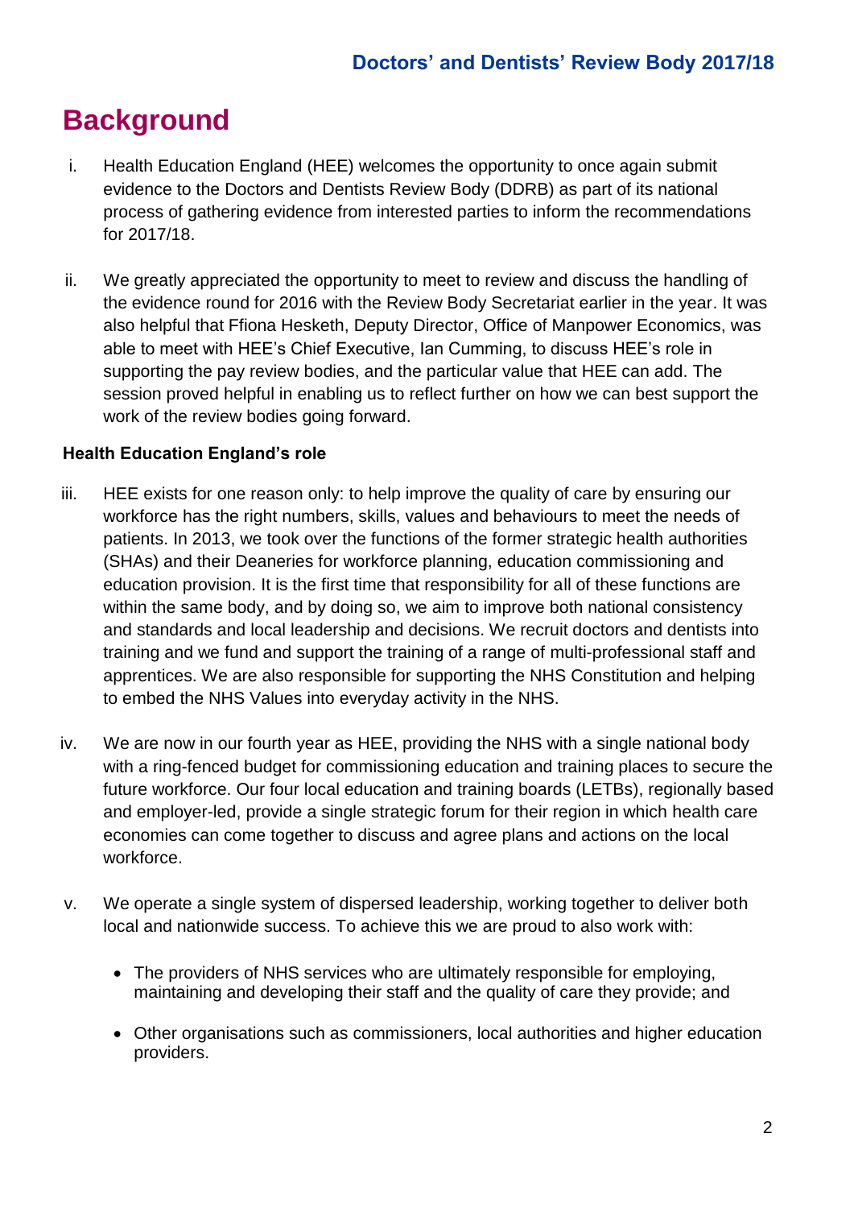# Background

i. Health Education England (HEE) welcomes the opportunity to once again submit evidence to the Doctors and Dentists Review Body (DDRB) as part of its national process of gathering evidence from interested parties to inform the recommendations for 2017/18.

ii. We greatly appreciated the opportunity to meet to review and discuss the handling of the evidence round for 2016 with the Review Body Secretariat earlier in the year. It was also helpful that Ffiona Hesketh, Deputy Director, Office of Manpower Economics, was able to meet with HEE's Chief Executive, Ian Cumming, to discuss HEE's role in supporting the pay review bodies, and the particular value that HEE can add. The session proved helpful in enabling us to reflect further on how we can best support the work of the review bodies going forward.

### Health Education England's role

iii. HEE exists for one reason only: to help improve the quality of care by ensuring our workforce has the right numbers, skills, values and behaviours to meet the needs of patients. In 2013, we took over the functions of the former strategic health authorities (SHAs) and their Deaneries for workforce planning, education commissioning and education provision. It is the first time that responsibility for all of these functions are within the same body, and by doing so, we aim to improve both national consistency and standards and local leadership and decisions. We recruit doctors and dentists into training and we fund and support the training of a range of multi-professional staff and apprentices. We are also responsible for supporting the NHS Constitution and helping to embed the NHS Values into everyday activity in the NHS.

iv. We are now in our fourth year as HEE, providing the NHS with a single national body with a ring-fenced budget for commissioning education and training places to secure the future workforce. Our four local education and training boards (LETBs), regionally based and employer-led, provide a single strategic forum for their region in which health care economies can come together to discuss and agree plans and actions on the local workforce.

v. We operate a single system of dispersed leadership, working together to deliver both local and nationwide success. To achieve this we are proud to also work with:

- The providers of NHS services who are ultimately responsible for employing, maintaining and developing their staff and the quality of care they provide; and
- Other organisations such as commissioners, local authorities and higher education providers.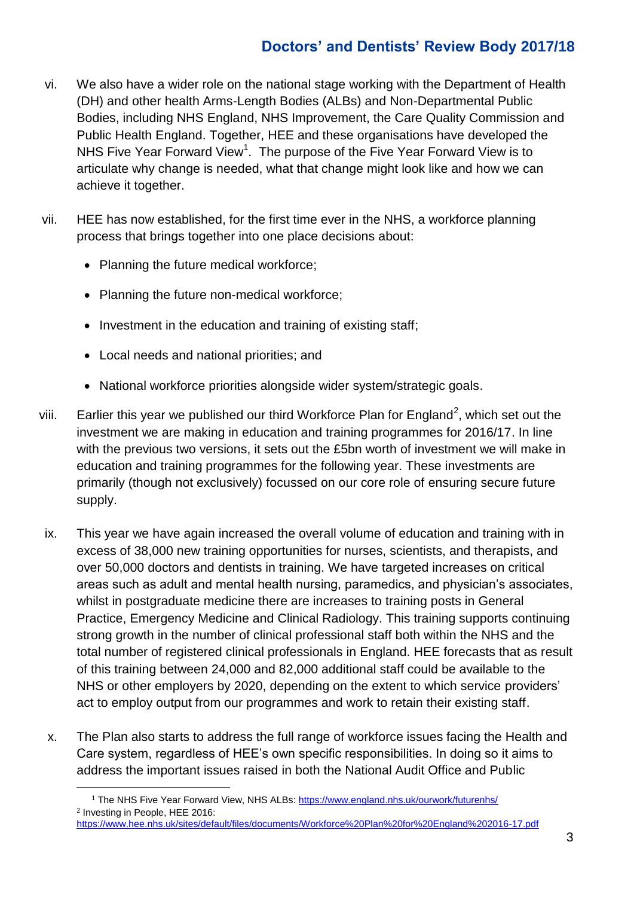vi. We also have a wider role on the national stage working with the Department of Health (DH) and other health Arms-Length Bodies (ALBs) and Non-Departmental Public Bodies, including NHS England, NHS Improvement, the Care Quality Commission and Public Health England. Together, HEE and these organisations have developed the NHS Five Year Forward View[1]. The purpose of the Five Year Forward View is to articulate why change is needed, what that change might look like and how we can achieve it together.

vii. HEE has now established, for the first time ever in the NHS, a workforce planning process that brings together into one place decisions about:

- Planning the future medical workforce;
- Planning the future non-medical workforce;
- Investment in the education and training of existing staff;
- Local needs and national priorities; and
- National workforce priorities alongside wider system/strategic goals.

viii. Earlier this year we published our third Workforce Plan for England[2], which set out the investment we are making in education and training programmes for 2016/17. In line with the previous two versions, it sets out the £5bn worth of investment we will make in education and training programmes for the following year. These investments are primarily (though not exclusively) focussed on our core role of ensuring secure future supply.

ix. This year we have again increased the overall volume of education and training with in excess of 38,000 new training opportunities for nurses, scientists, and therapists, and over 50,000 doctors and dentists in training. We have targeted increases on critical areas such as adult and mental health nursing, paramedics, and physician's associates, whilst in postgraduate medicine there are increases to training posts in General Practice, Emergency Medicine and Clinical Radiology. This training supports continuing strong growth in the number of clinical professional staff both within the NHS and the total number of registered clinical professionals in England. HEE forecasts that as result of this training between 24,000 and 82,000 additional staff could be available to the NHS or other employers by 2020, depending on the extent to which service providers' act to employ output from our programmes and work to retain their existing staff.

x. The Plan also starts to address the full range of workforce issues facing the Health and Care system, regardless of HEE's own specific responsibilities. In doing so it aims to address the important issues raised in both the National Audit Office and Public

---

[1] The NHS Five Year Forward View, NHS ALBs: https://www.england.nhs.uk/ourwork/futurenhs/

[2] Investing in People, HEE 2016: https://www.hee.nhs.uk/sites/default/files/documents/Workforce%20Plan%20for%20England%202016-17.pdf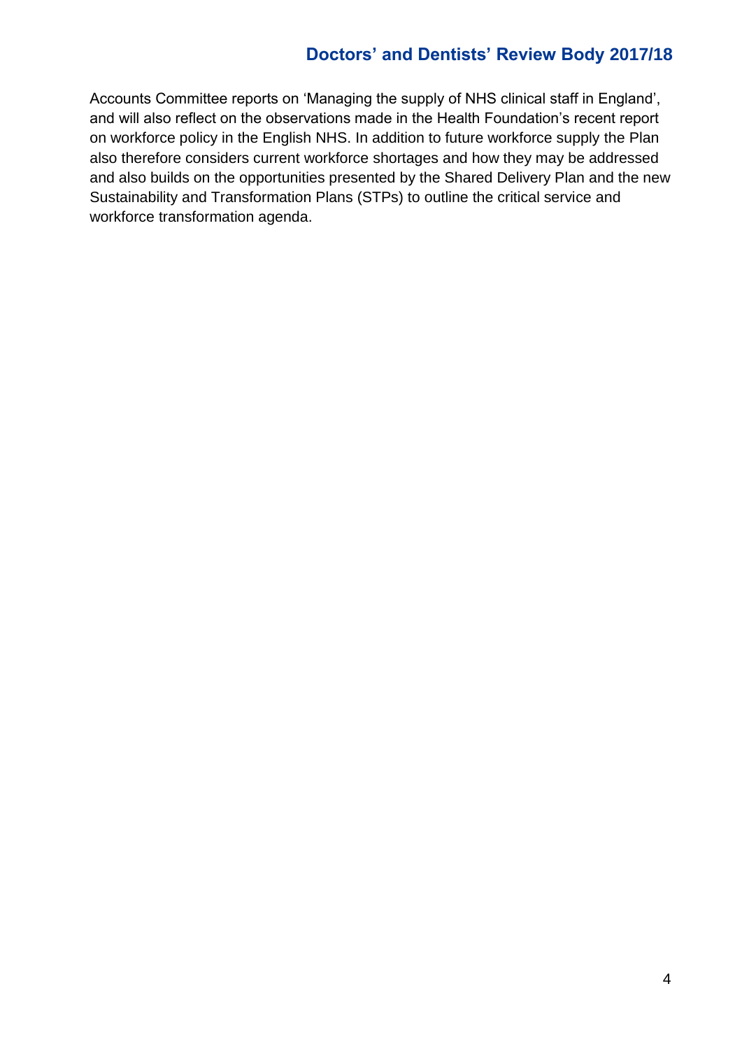Accounts Committee reports on 'Managing the supply of NHS clinical staff in England', and will also reflect on the observations made in the Health Foundation's recent report on workforce policy in the English NHS. In addition to future workforce supply the Plan also therefore considers current workforce shortages and how they may be addressed and also builds on the opportunities presented by the Shared Delivery Plan and the new Sustainability and Transformation Plans (STPs) to outline the critical service and workforce transformation agenda.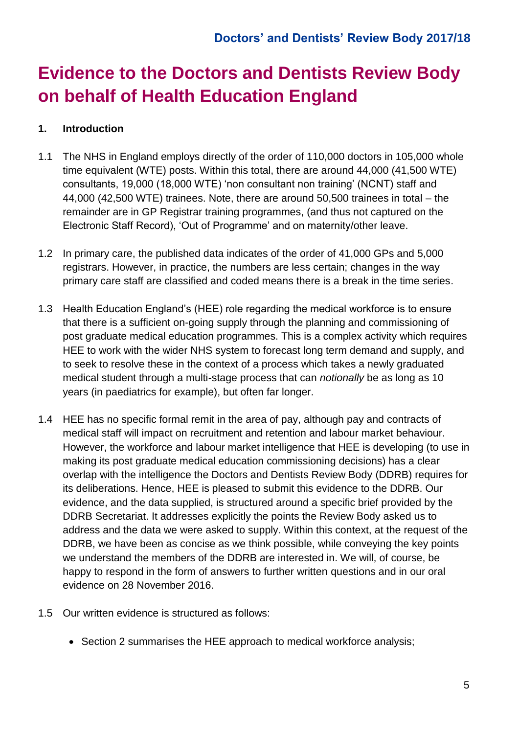# Evidence to the Doctors and Dentists Review Body on behalf of Health Education England

## 1. Introduction

1.1 The NHS in England employs directly of the order of 110,000 doctors in 105,000 whole time equivalent (WTE) posts. Within this total, there are around 44,000 (41,500 WTE) consultants, 19,000 (18,000 WTE) 'non consultant non training' (NCNT) staff and 44,000 (42,500 WTE) trainees. Note, there are around 50,500 trainees in total – the remainder are in GP Registrar training programmes, (and thus not captured on the Electronic Staff Record), 'Out of Programme' and on maternity/other leave.

1.2 In primary care, the published data indicates of the order of 41,000 GPs and 5,000 registrars. However, in practice, the numbers are less certain; changes in the way primary care staff are classified and coded means there is a break in the time series.

1.3 Health Education England's (HEE) role regarding the medical workforce is to ensure that there is a sufficient on-going supply through the planning and commissioning of post graduate medical education programmes. This is a complex activity which requires HEE to work with the wider NHS system to forecast long term demand and supply, and to seek to resolve these in the context of a process which takes a newly graduated medical student through a multi-stage process that can *notionally* be as long as 10 years (in paediatrics for example), but often far longer.

1.4 HEE has no specific formal remit in the area of pay, although pay and contracts of medical staff will impact on recruitment and retention and labour market behaviour. However, the workforce and labour market intelligence that HEE is developing (to use in making its post graduate medical education commissioning decisions) has a clear overlap with the intelligence the Doctors and Dentists Review Body (DDRB) requires for its deliberations. Hence, HEE is pleased to submit this evidence to the DDRB. Our evidence, and the data supplied, is structured around a specific brief provided by the DDRB Secretariat. It addresses explicitly the points the Review Body asked us to address and the data we were asked to supply. Within this context, at the request of the DDRB, we have been as concise as we think possible, while conveying the key points we understand the members of the DDRB are interested in. We will, of course, be happy to respond in the form of answers to further written questions and in our oral evidence on 28 November 2016.

1.5 Our written evidence is structured as follows:

- Section 2 summarises the HEE approach to medical workforce analysis;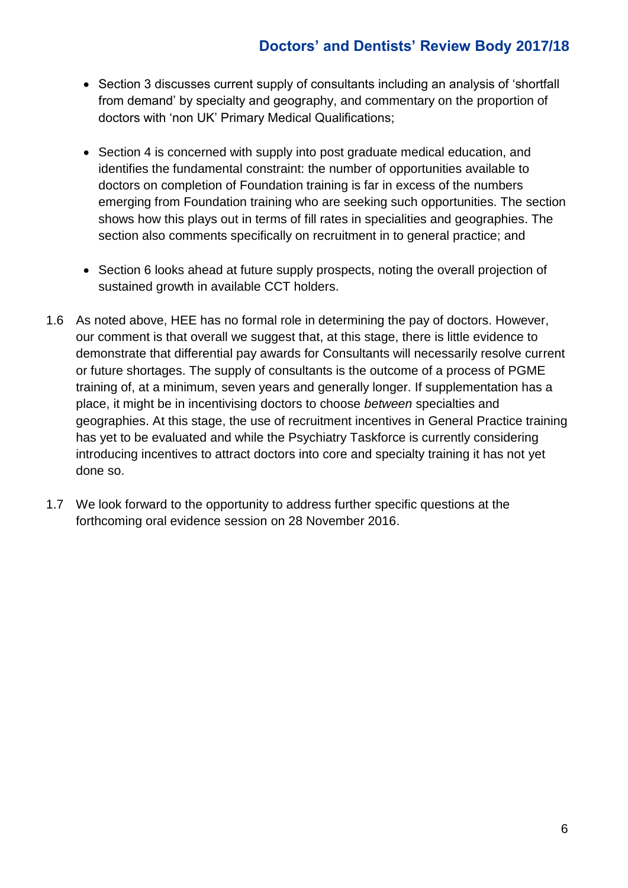- Section 3 discusses current supply of consultants including an analysis of 'shortfall from demand' by specialty and geography, and commentary on the proportion of doctors with 'non UK' Primary Medical Qualifications;

- Section 4 is concerned with supply into post graduate medical education, and identifies the fundamental constraint: the number of opportunities available to doctors on completion of Foundation training is far in excess of the numbers emerging from Foundation training who are seeking such opportunities. The section shows how this plays out in terms of fill rates in specialities and geographies. The section also comments specifically on recruitment in to general practice; and

- Section 6 looks ahead at future supply prospects, noting the overall projection of sustained growth in available CCT holders.

1.6 As noted above, HEE has no formal role in determining the pay of doctors. However, our comment is that overall we suggest that, at this stage, there is little evidence to demonstrate that differential pay awards for Consultants will necessarily resolve current or future shortages. The supply of consultants is the outcome of a process of PGME training of, at a minimum, seven years and generally longer. If supplementation has a place, it might be in incentivising doctors to choose *between* specialties and geographies. At this stage, the use of recruitment incentives in General Practice training has yet to be evaluated and while the Psychiatry Taskforce is currently considering introducing incentives to attract doctors into core and specialty training it has not yet done so.

1.7 We look forward to the opportunity to address further specific questions at the forthcoming oral evidence session on 28 November 2016.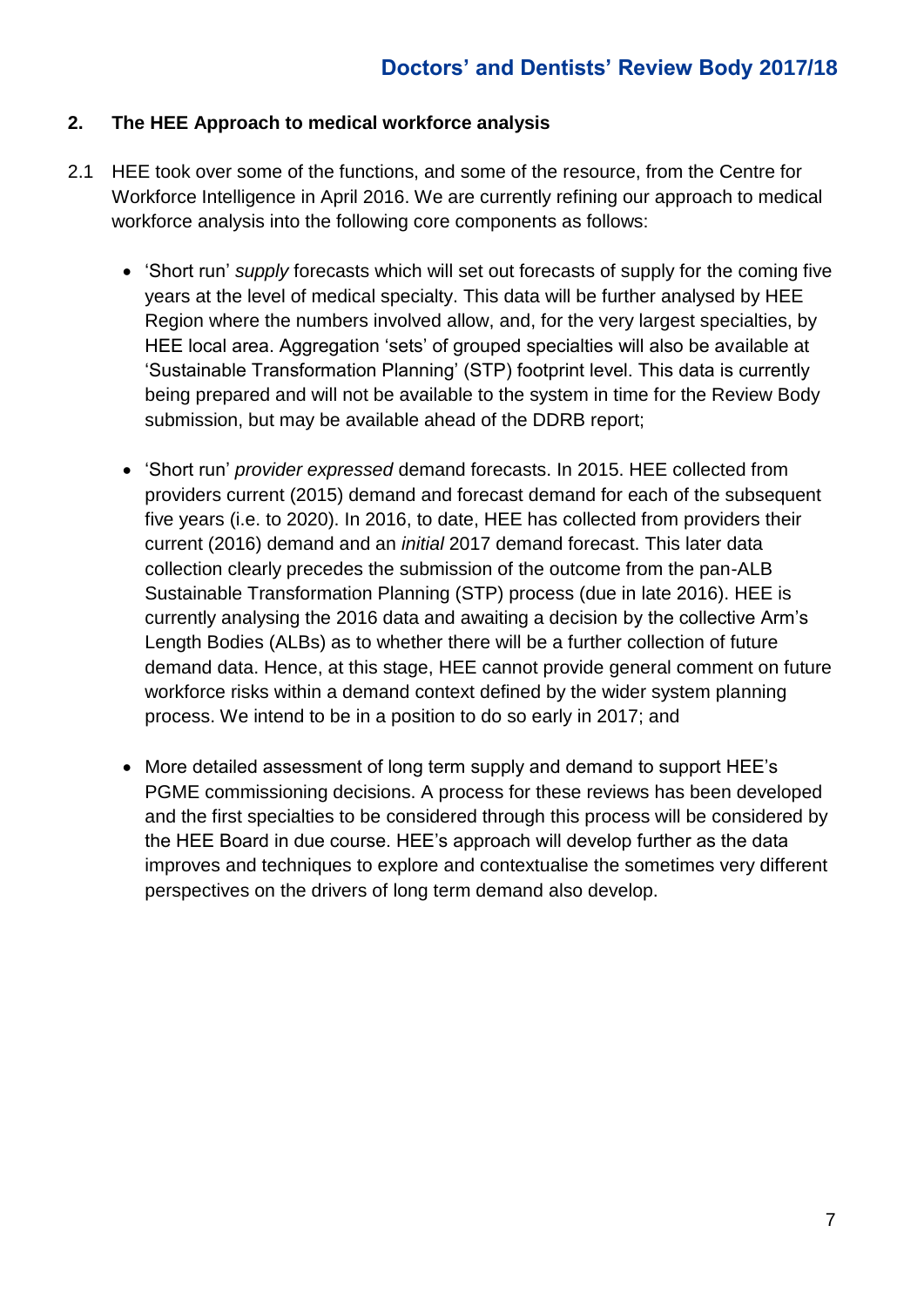## 2. The HEE Approach to medical workforce analysis

2.1 HEE took over some of the functions, and some of the resource, from the Centre for Workforce Intelligence in April 2016. We are currently refining our approach to medical workforce analysis into the following core components as follows:

- 'Short run' *supply* forecasts which will set out forecasts of supply for the coming five years at the level of medical specialty. This data will be further analysed by HEE Region where the numbers involved allow, and, for the very largest specialties, by HEE local area. Aggregation 'sets' of grouped specialties will also be available at 'Sustainable Transformation Planning' (STP) footprint level. This data is currently being prepared and will not be available to the system in time for the Review Body submission, but may be available ahead of the DDRB report;

- 'Short run' *provider expressed* demand forecasts. In 2015. HEE collected from providers current (2015) demand and forecast demand for each of the subsequent five years (i.e. to 2020). In 2016, to date, HEE has collected from providers their current (2016) demand and an *initial* 2017 demand forecast. This later data collection clearly precedes the submission of the outcome from the pan-ALB Sustainable Transformation Planning (STP) process (due in late 2016). HEE is currently analysing the 2016 data and awaiting a decision by the collective Arm's Length Bodies (ALBs) as to whether there will be a further collection of future demand data. Hence, at this stage, HEE cannot provide general comment on future workforce risks within a demand context defined by the wider system planning process. We intend to be in a position to do so early in 2017; and

- More detailed assessment of long term supply and demand to support HEE's PGME commissioning decisions. A process for these reviews has been developed and the first specialties to be considered through this process will be considered by the HEE Board in due course. HEE's approach will develop further as the data improves and techniques to explore and contextualise the sometimes very different perspectives on the drivers of long term demand also develop.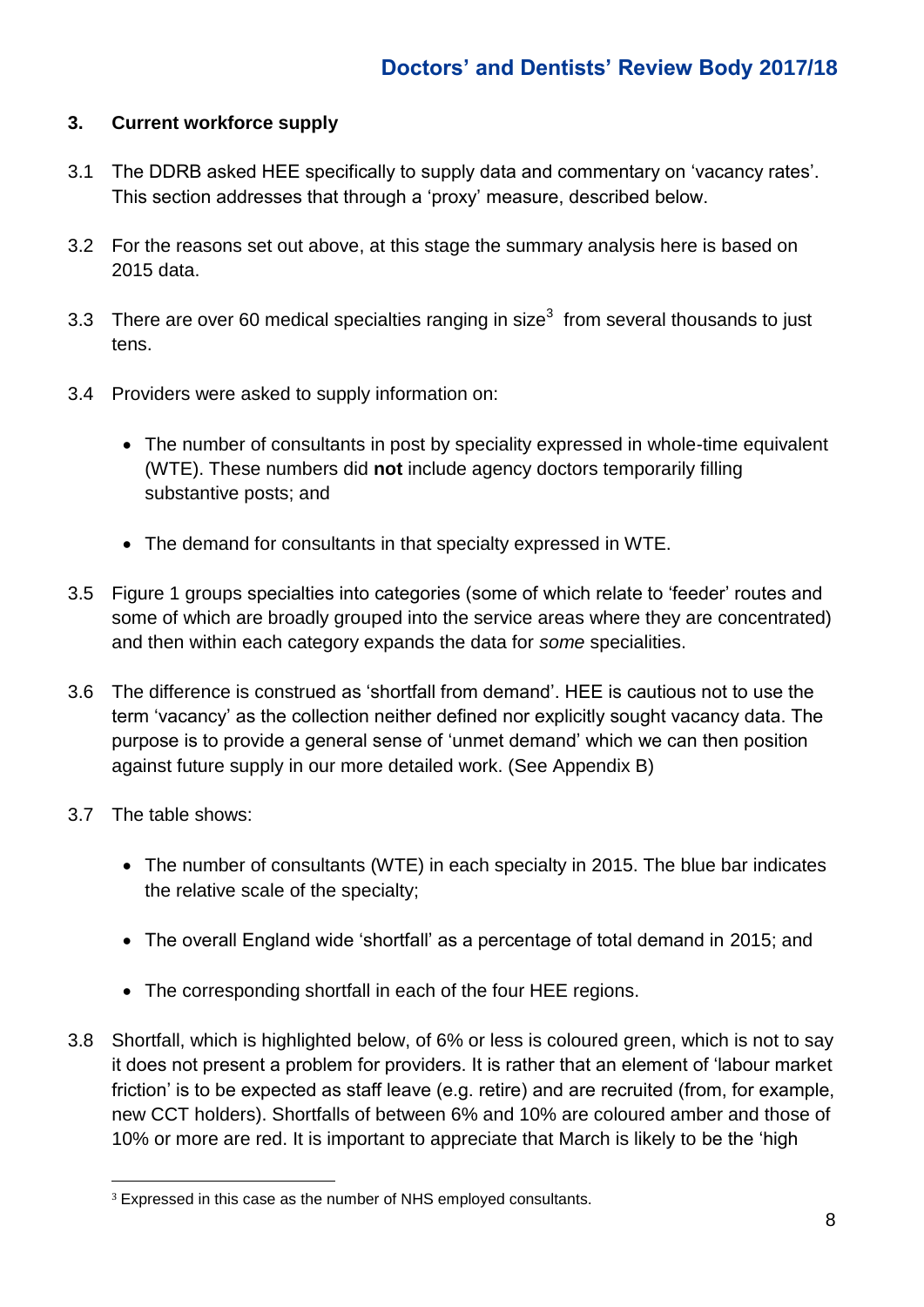## 3. Current workforce supply

3.1 The DDRB asked HEE specifically to supply data and commentary on 'vacancy rates'. This section addresses that through a 'proxy' measure, described below.

3.2 For the reasons set out above, at this stage the summary analysis here is based on 2015 data.

3.3 There are over 60 medical specialties ranging in size[3] from several thousands to just tens.

3.4 Providers were asked to supply information on:

- The number of consultants in post by speciality expressed in whole-time equivalent (WTE). These numbers did **not** include agency doctors temporarily filling substantive posts; and
- The demand for consultants in that specialty expressed in WTE.

3.5 Figure 1 groups specialties into categories (some of which relate to 'feeder' routes and some of which are broadly grouped into the service areas where they are concentrated) and then within each category expands the data for *some* specialities.

3.6 The difference is construed as 'shortfall from demand'. HEE is cautious not to use the term 'vacancy' as the collection neither defined nor explicitly sought vacancy data. The purpose is to provide a general sense of 'unmet demand' which we can then position against future supply in our more detailed work. (See Appendix B)

3.7 The table shows:

- The number of consultants (WTE) in each specialty in 2015. The blue bar indicates the relative scale of the specialty;
- The overall England wide 'shortfall' as a percentage of total demand in 2015; and
- The corresponding shortfall in each of the four HEE regions.

3.8 Shortfall, which is highlighted below, of 6% or less is coloured green, which is not to say it does not present a problem for providers. It is rather that an element of 'labour market friction' is to be expected as staff leave (e.g. retire) and are recruited (from, for example, new CCT holders). Shortfalls of between 6% and 10% are coloured amber and those of 10% or more are red. It is important to appreciate that March is likely to be the 'high

[3] Expressed in this case as the number of NHS employed consultants.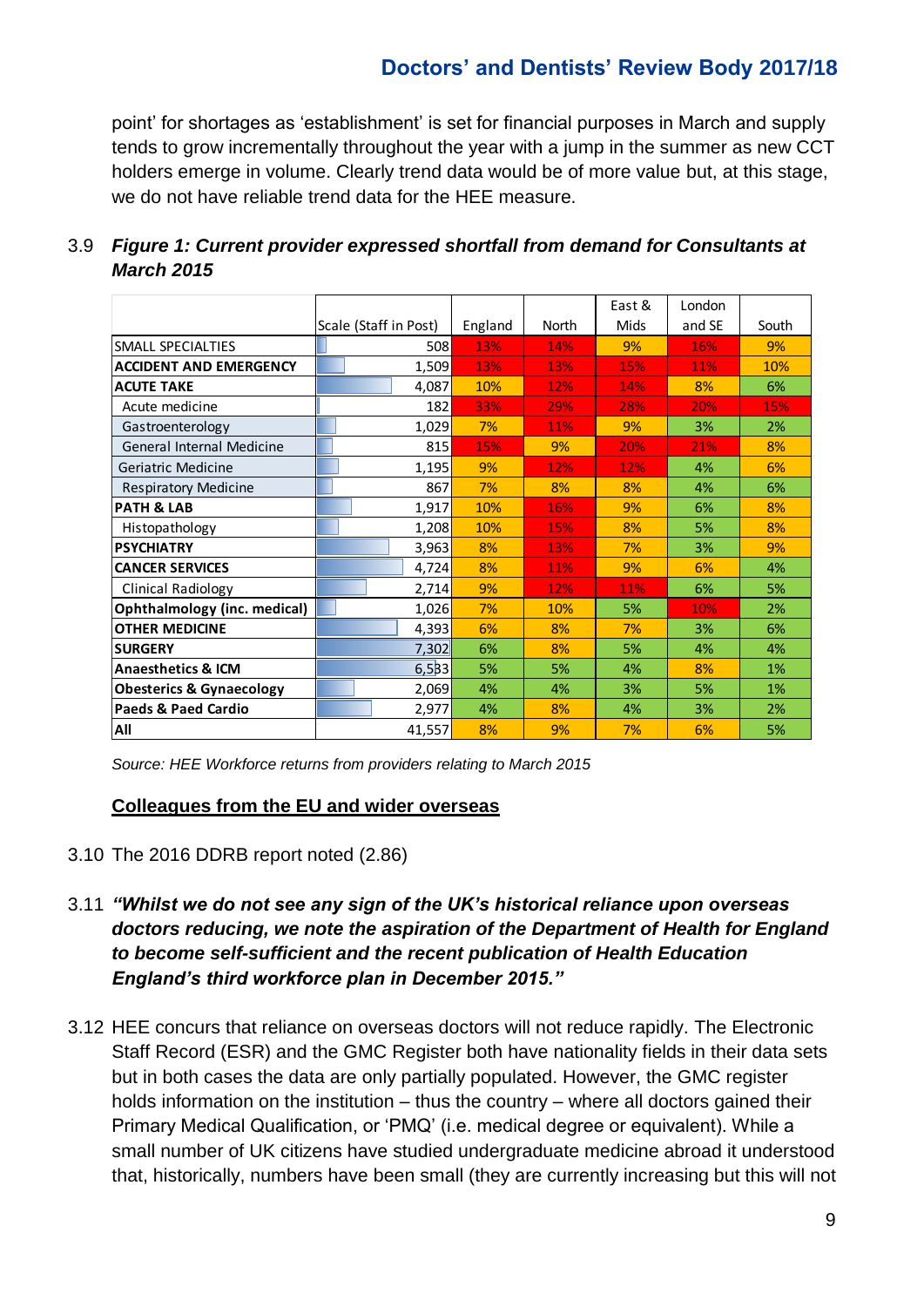point' for shortages as 'establishment' is set for financial purposes in March and supply tends to grow incrementally throughout the year with a jump in the summer as new CCT holders emerge in volume. Clearly trend data would be of more value but, at this stage, we do not have reliable trend data for the HEE measure.

3.9 ***Figure 1: Current provider expressed shortfall from demand for Consultants at March 2015***

| | Scale (Staff in Post) | England | North | East & Mids | London and SE | South |
|---|---|---|---|---|---|---|
| SMALL SPECIALTIES | 508 | 13% | 14% | 9% | 16% | 9% |
| **ACCIDENT AND EMERGENCY** | 1,509 | 13% | 13% | 15% | 11% | 10% |
| **ACUTE TAKE** | 4,087 | 10% | 12% | 14% | 8% | 6% |
| Acute medicine | 182 | 33% | 29% | 28% | 20% | 15% |
| Gastroenterology | 1,029 | 7% | 11% | 9% | 3% | 2% |
| General Internal Medicine | 815 | 15% | 9% | 20% | 21% | 8% |
| Geriatric Medicine | 1,195 | 9% | 12% | 12% | 4% | 6% |
| Respiratory Medicine | 867 | 7% | 8% | 8% | 4% | 6% |
| **PATH & LAB** | 1,917 | 10% | 16% | 9% | 6% | 8% |
| Histopathology | 1,208 | 10% | 15% | 8% | 5% | 8% |
| **PSYCHIATRY** | 3,963 | 8% | 13% | 7% | 3% | 9% |
| **CANCER SERVICES** | 4,724 | 8% | 11% | 9% | 6% | 4% |
| Clinical Radiology | 2,714 | 9% | 12% | 11% | 6% | 5% |
| **Ophthalmology (inc. medical)** | 1,026 | 7% | 10% | 5% | 10% | 2% |
| **OTHER MEDICINE** | 4,393 | 6% | 8% | 7% | 3% | 6% |
| **SURGERY** | 7,302 | 6% | 8% | 5% | 4% | 4% |
| **Anaesthetics & ICM** | 6,583 | 5% | 5% | 4% | 8% | 1% |
| **Obesterics & Gynaecology** | 2,069 | 4% | 4% | 3% | 5% | 1% |
| **Paeds & Paed Cardio** | 2,977 | 4% | 8% | 4% | 3% | 2% |
| **All** | 41,557 | 8% | 9% | 7% | 6% | 5% |

*Source: HEE Workforce returns from providers relating to March 2015*

**<u>Colleagues from the EU and wider overseas</u>**

3.10 The 2016 DDRB report noted (2.86)

3.11 ***"Whilst we do not see any sign of the UK's historical reliance upon overseas doctors reducing, we note the aspiration of the Department of Health for England to become self-sufficient and the recent publication of Health Education England's third workforce plan in December 2015."***

3.12 HEE concurs that reliance on overseas doctors will not reduce rapidly. The Electronic Staff Record (ESR) and the GMC Register both have nationality fields in their data sets but in both cases the data are only partially populated. However, the GMC register holds information on the institution – thus the country – where all doctors gained their Primary Medical Qualification, or 'PMQ' (i.e. medical degree or equivalent). While a small number of UK citizens have studied undergraduate medicine abroad it understood that, historically, numbers have been small (they are currently increasing but this will not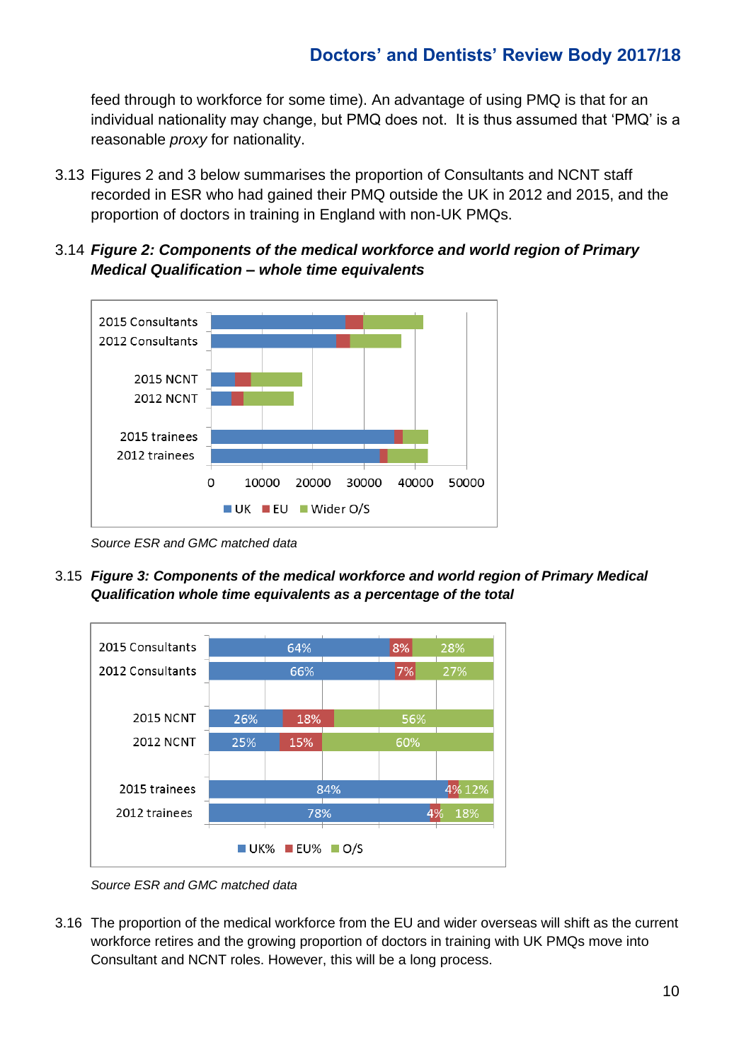feed through to workforce for some time). An advantage of using PMQ is that for an individual nationality may change, but PMQ does not. It is thus assumed that 'PMQ' is a reasonable *proxy* for nationality.

3.13 Figures 2 and 3 below summarises the proportion of Consultants and NCNT staff recorded in ESR who had gained their PMQ outside the UK in 2012 and 2015, and the proportion of doctors in training in England with non-UK PMQs.

3.14 ***Figure 2: Components of the medical workforce and world region of Primary Medical Qualification – whole time equivalents***

*Source ESR and GMC matched data*

3.15 ***Figure 3: Components of the medical workforce and world region of Primary Medical Qualification whole time equivalents as a percentage of the total***

| | UK% | EU% | O/S |
|---|---|---|---|
| 2015 Consultants | 64% | 8% | 28% |
| 2012 Consultants | 66% | 7% | 27% |
| 2015 NCNT | 26% | 18% | 56% |
| 2012 NCNT | 25% | 15% | 60% |
| 2015 trainees | 84% | 4% | 12% |
| 2012 trainees | 78% | 4% | 18% |

*Source ESR and GMC matched data*

3.16 The proportion of the medical workforce from the EU and wider overseas will shift as the current workforce retires and the growing proportion of doctors in training with UK PMQs move into Consultant and NCNT roles. However, this will be a long process.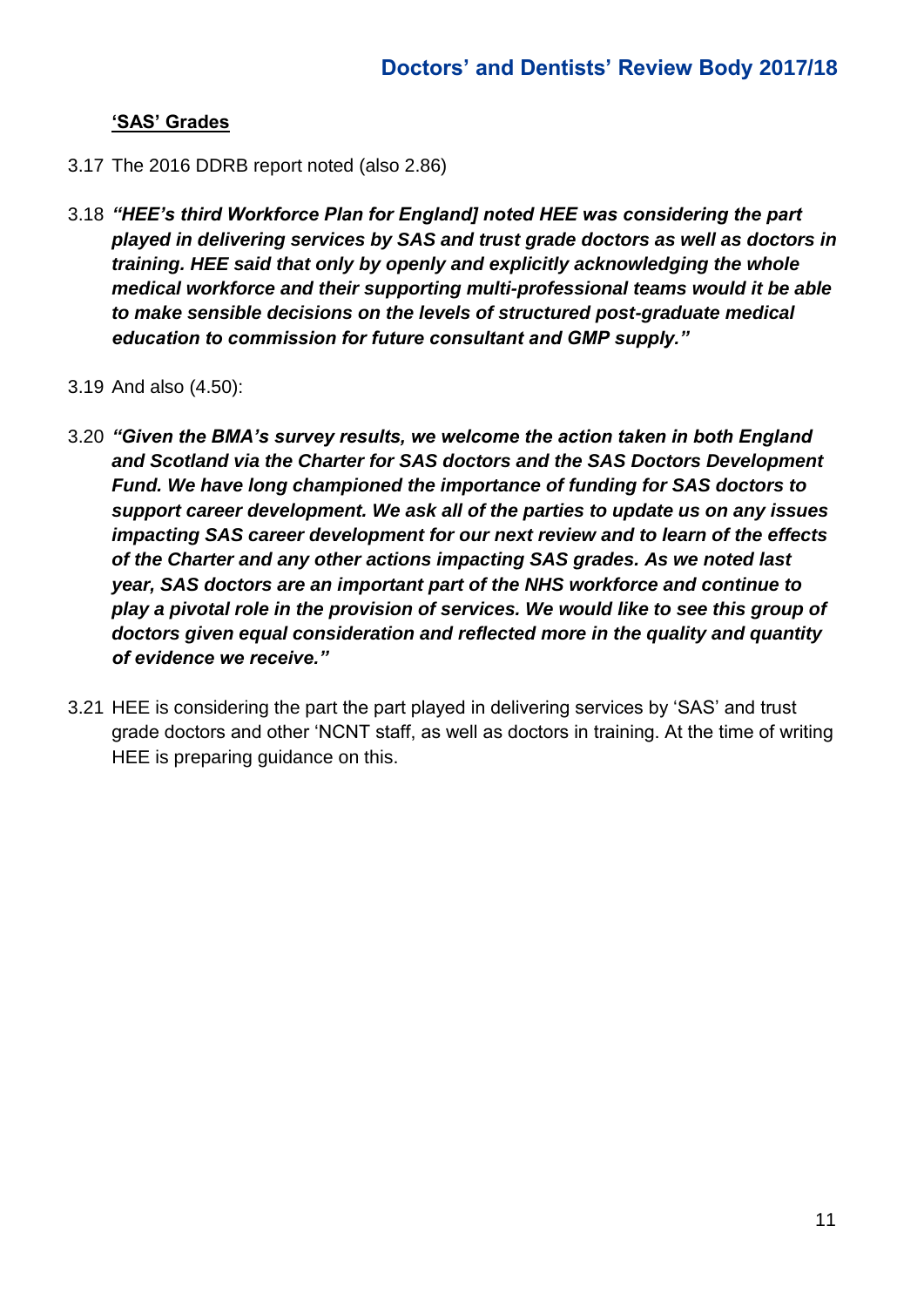**'SAS' Grades**

3.17 The 2016 DDRB report noted (also 2.86)

3.18 ***"HEE's third Workforce Plan for England] noted HEE was considering the part played in delivering services by SAS and trust grade doctors as well as doctors in training. HEE said that only by openly and explicitly acknowledging the whole medical workforce and their supporting multi-professional teams would it be able to make sensible decisions on the levels of structured post-graduate medical education to commission for future consultant and GMP supply."***

3.19 And also (4.50):

3.20 ***"Given the BMA's survey results, we welcome the action taken in both England and Scotland via the Charter for SAS doctors and the SAS Doctors Development Fund. We have long championed the importance of funding for SAS doctors to support career development. We ask all of the parties to update us on any issues impacting SAS career development for our next review and to learn of the effects of the Charter and any other actions impacting SAS grades. As we noted last year, SAS doctors are an important part of the NHS workforce and continue to play a pivotal role in the provision of services. We would like to see this group of doctors given equal consideration and reflected more in the quality and quantity of evidence we receive."***

3.21 HEE is considering the part the part played in delivering services by 'SAS' and trust grade doctors and other 'NCNT staff, as well as doctors in training. At the time of writing HEE is preparing guidance on this.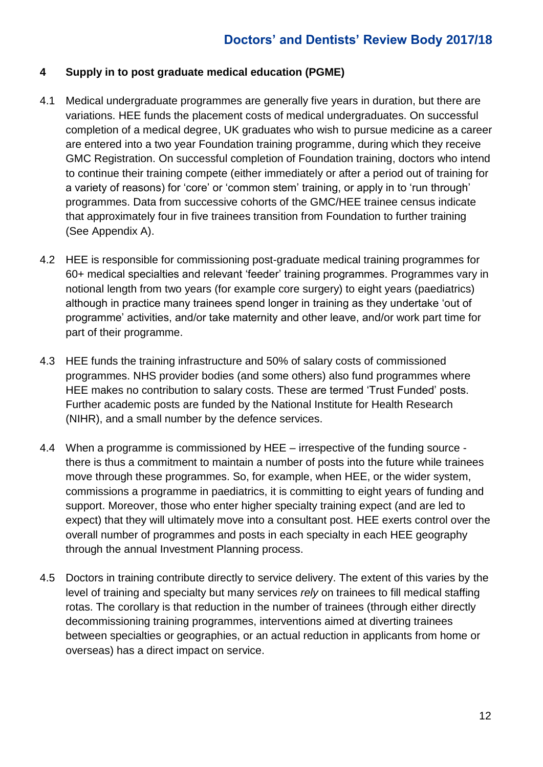## 4 Supply in to post graduate medical education (PGME)

4.1 Medical undergraduate programmes are generally five years in duration, but there are variations. HEE funds the placement costs of medical undergraduates. On successful completion of a medical degree, UK graduates who wish to pursue medicine as a career are entered into a two year Foundation training programme, during which they receive GMC Registration. On successful completion of Foundation training, doctors who intend to continue their training compete (either immediately or after a period out of training for a variety of reasons) for 'core' or 'common stem' training, or apply in to 'run through' programmes. Data from successive cohorts of the GMC/HEE trainee census indicate that approximately four in five trainees transition from Foundation to further training (See Appendix A).

4.2 HEE is responsible for commissioning post-graduate medical training programmes for 60+ medical specialties and relevant 'feeder' training programmes. Programmes vary in notional length from two years (for example core surgery) to eight years (paediatrics) although in practice many trainees spend longer in training as they undertake 'out of programme' activities, and/or take maternity and other leave, and/or work part time for part of their programme.

4.3 HEE funds the training infrastructure and 50% of salary costs of commissioned programmes. NHS provider bodies (and some others) also fund programmes where HEE makes no contribution to salary costs. These are termed 'Trust Funded' posts. Further academic posts are funded by the National Institute for Health Research (NIHR), and a small number by the defence services.

4.4 When a programme is commissioned by HEE – irrespective of the funding source - there is thus a commitment to maintain a number of posts into the future while trainees move through these programmes. So, for example, when HEE, or the wider system, commissions a programme in paediatrics, it is committing to eight years of funding and support. Moreover, those who enter higher specialty training expect (and are led to expect) that they will ultimately move into a consultant post. HEE exerts control over the overall number of programmes and posts in each specialty in each HEE geography through the annual Investment Planning process.

4.5 Doctors in training contribute directly to service delivery. The extent of this varies by the level of training and specialty but many services *rely* on trainees to fill medical staffing rotas. The corollary is that reduction in the number of trainees (through either directly decommissioning training programmes, interventions aimed at diverting trainees between specialties or geographies, or an actual reduction in applicants from home or overseas) has a direct impact on service.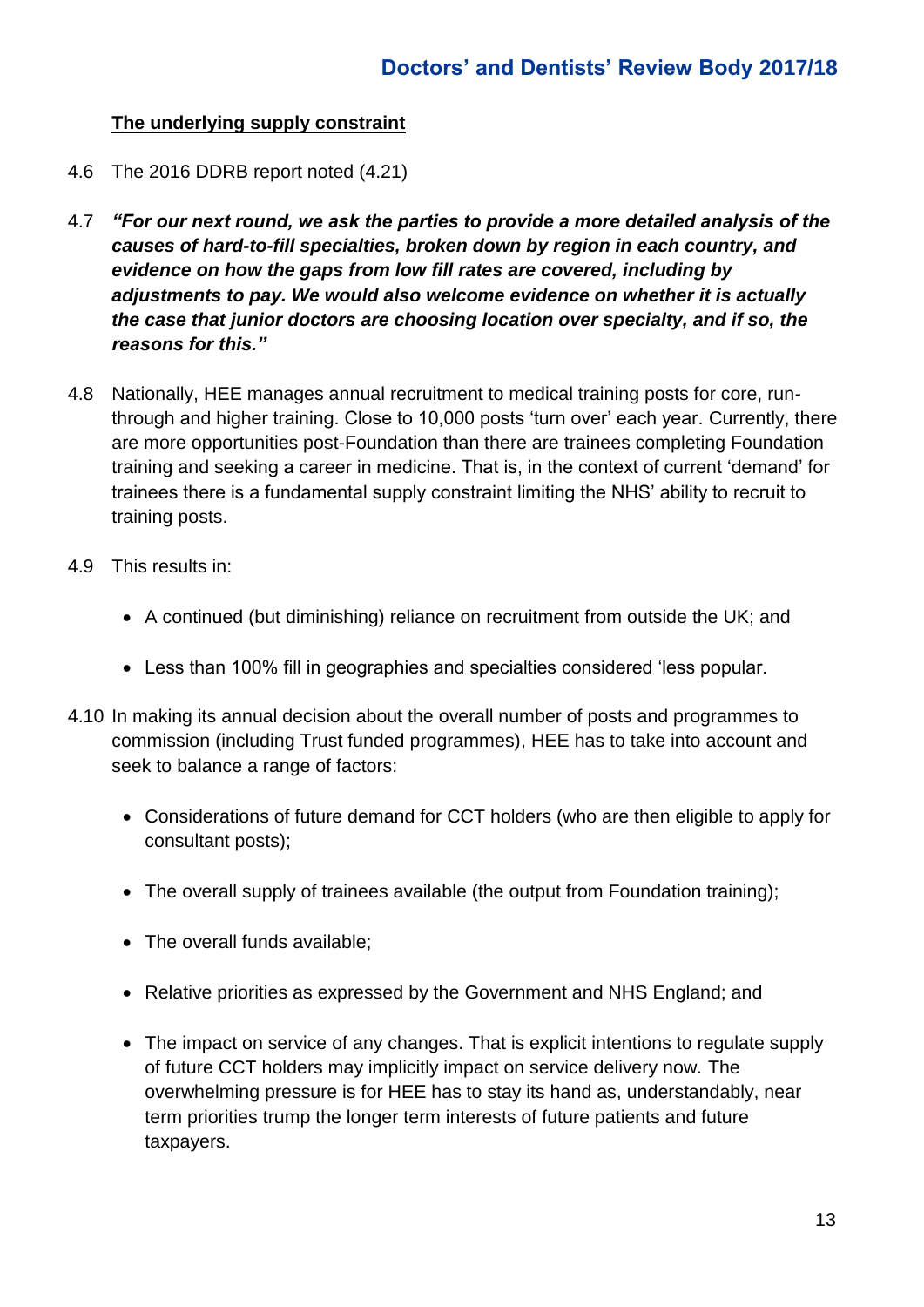**The underlying supply constraint**

4.6 The 2016 DDRB report noted (4.21)

4.7 ***"For our next round, we ask the parties to provide a more detailed analysis of the causes of hard-to-fill specialties, broken down by region in each country, and evidence on how the gaps from low fill rates are covered, including by adjustments to pay. We would also welcome evidence on whether it is actually the case that junior doctors are choosing location over specialty, and if so, the reasons for this."***

4.8 Nationally, HEE manages annual recruitment to medical training posts for core, run-through and higher training. Close to 10,000 posts 'turn over' each year. Currently, there are more opportunities post-Foundation than there are trainees completing Foundation training and seeking a career in medicine. That is, in the context of current 'demand' for trainees there is a fundamental supply constraint limiting the NHS' ability to recruit to training posts.

4.9 This results in:

- A continued (but diminishing) reliance on recruitment from outside the UK; and
- Less than 100% fill in geographies and specialties considered 'less popular.

4.10 In making its annual decision about the overall number of posts and programmes to commission (including Trust funded programmes), HEE has to take into account and seek to balance a range of factors:

- Considerations of future demand for CCT holders (who are then eligible to apply for consultant posts);
- The overall supply of trainees available (the output from Foundation training);
- The overall funds available;
- Relative priorities as expressed by the Government and NHS England; and
- The impact on service of any changes. That is explicit intentions to regulate supply of future CCT holders may implicitly impact on service delivery now. The overwhelming pressure is for HEE has to stay its hand as, understandably, near term priorities trump the longer term interests of future patients and future taxpayers.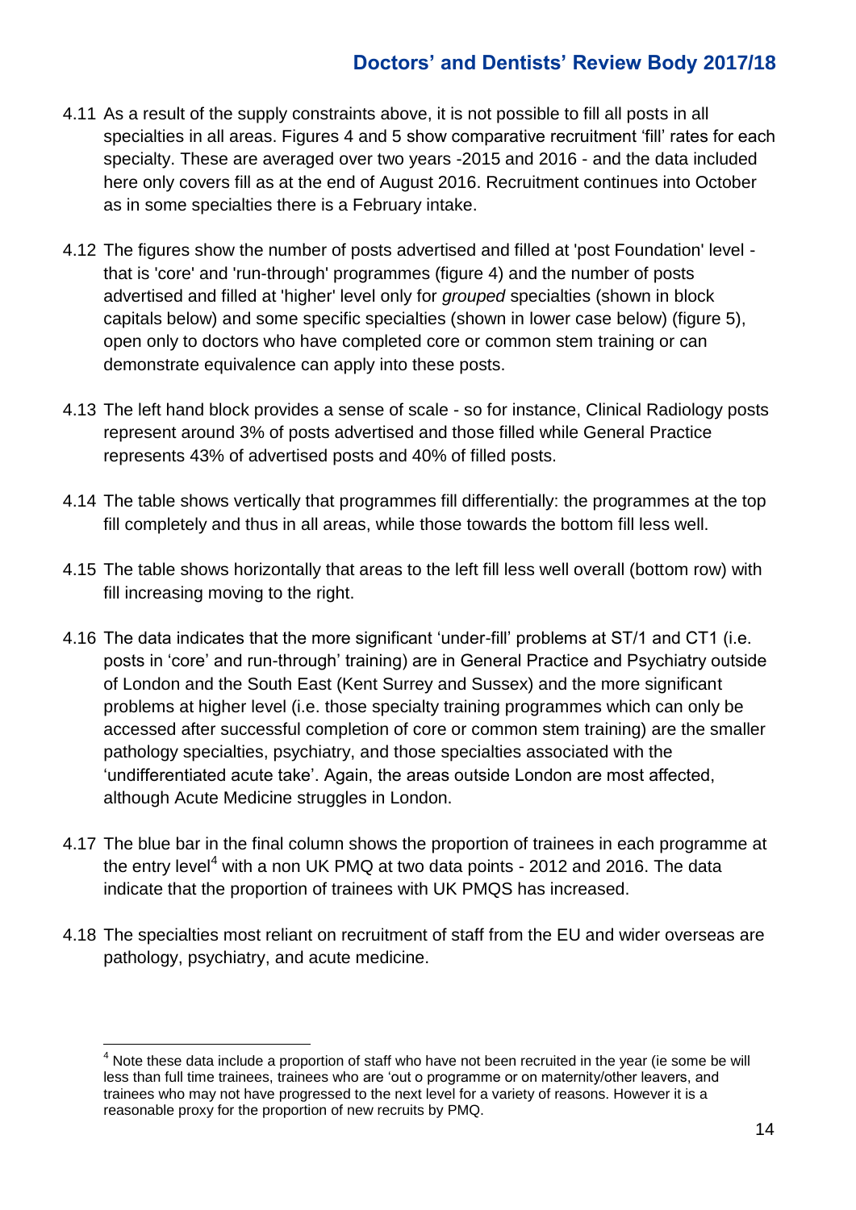4.11 As a result of the supply constraints above, it is not possible to fill all posts in all specialties in all areas. Figures 4 and 5 show comparative recruitment 'fill' rates for each specialty. These are averaged over two years -2015 and 2016 - and the data included here only covers fill as at the end of August 2016. Recruitment continues into October as in some specialties there is a February intake.

4.12 The figures show the number of posts advertised and filled at 'post Foundation' level - that is 'core' and 'run-through' programmes (figure 4) and the number of posts advertised and filled at 'higher' level only for *grouped* specialties (shown in block capitals below) and some specific specialties (shown in lower case below) (figure 5), open only to doctors who have completed core or common stem training or can demonstrate equivalence can apply into these posts.

4.13 The left hand block provides a sense of scale - so for instance, Clinical Radiology posts represent around 3% of posts advertised and those filled while General Practice represents 43% of advertised posts and 40% of filled posts.

4.14 The table shows vertically that programmes fill differentially: the programmes at the top fill completely and thus in all areas, while those towards the bottom fill less well.

4.15 The table shows horizontally that areas to the left fill less well overall (bottom row) with fill increasing moving to the right.

4.16 The data indicates that the more significant 'under-fill' problems at ST/1 and CT1 (i.e. posts in 'core' and run-through' training) are in General Practice and Psychiatry outside of London and the South East (Kent Surrey and Sussex) and the more significant problems at higher level (i.e. those specialty training programmes which can only be accessed after successful completion of core or common stem training) are the smaller pathology specialties, psychiatry, and those specialties associated with the 'undifferentiated acute take'. Again, the areas outside London are most affected, although Acute Medicine struggles in London.

4.17 The blue bar in the final column shows the proportion of trainees in each programme at the entry level[4] with a non UK PMQ at two data points - 2012 and 2016. The data indicate that the proportion of trainees with UK PMQS has increased.

4.18 The specialties most reliant on recruitment of staff from the EU and wider overseas are pathology, psychiatry, and acute medicine.

[4] Note these data include a proportion of staff who have not been recruited in the year (ie some be will less than full time trainees, trainees who are 'out o programme or on maternity/other leavers, and trainees who may not have progressed to the next level for a variety of reasons. However it is a reasonable proxy for the proportion of new recruits by PMQ.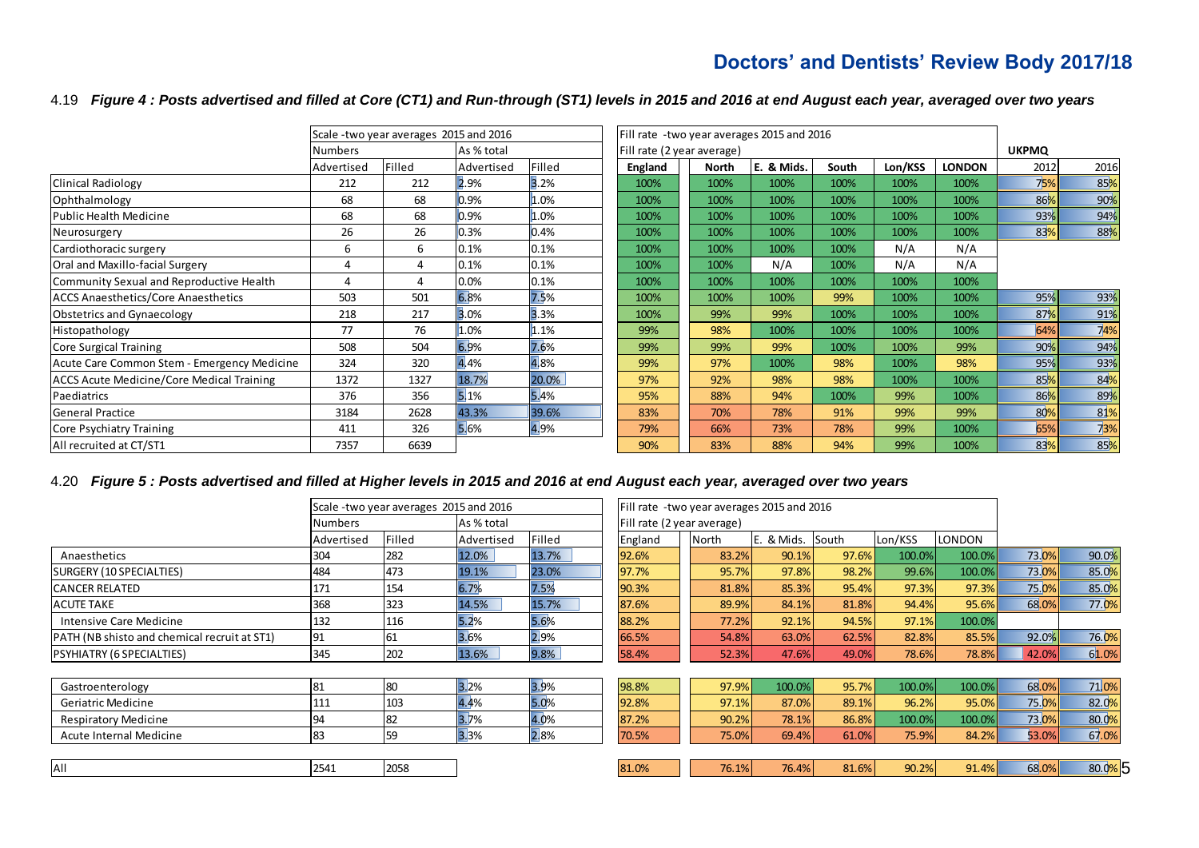4.19 ***Figure 4 : Posts advertised and filled at Core (CT1) and Run-through (ST1) levels in 2015 and 2016 at end August each year, averaged over two years***

| | Scale -two year averages 2015 and 2016 | | | | Fill rate -two year averages 2015 and 2016 | | | | | | | |
|---|---|---|---|---|---|---|---|---|---|---|---|---|
| | Numbers | | As % total | | Fill rate (2 year average) | | | | | | UKPMQ | |
| | Advertised | Filled | Advertised | Filled | England | North | E. & Mids. | South | Lon/KSS | LONDON | 2012 | 2016 |
| Clinical Radiology | 212 | 212 | 2.9% | 3.2% | 100% | 100% | 100% | 100% | 100% | 100% | 75% | 85% |
| Ophthalmology | 68 | 68 | 0.9% | 1.0% | 100% | 100% | 100% | 100% | 100% | 100% | 86% | 90% |
| Public Health Medicine | 68 | 68 | 0.9% | 1.0% | 100% | 100% | 100% | 100% | 100% | 100% | 93% | 94% |
| Neurosurgery | 26 | 26 | 0.3% | 0.4% | 100% | 100% | 100% | 100% | 100% | 100% | 83% | 88% |
| Cardiothoracic surgery | 6 | 6 | 0.1% | 0.1% | 100% | 100% | 100% | 100% | N/A | N/A | | |
| Oral and Maxillo-facial Surgery | 4 | 4 | 0.1% | 0.1% | 100% | 100% | N/A | 100% | N/A | N/A | | |
| Community Sexual and Reproductive Health | 4 | 4 | 0.0% | 0.1% | 100% | 100% | 100% | 100% | 100% | 100% | | |
| ACCS Anaesthetics/Core Anaesthetics | 503 | 501 | 6.8% | 7.5% | 100% | 100% | 100% | 99% | 100% | 100% | 95% | 93% |
| Obstetrics and Gynaecology | 218 | 217 | 3.0% | 3.3% | 100% | 99% | 99% | 100% | 100% | 100% | 87% | 91% |
| Histopathology | 77 | 76 | 1.0% | 1.1% | 99% | 98% | 100% | 100% | 100% | 100% | 64% | 74% |
| Core Surgical Training | 508 | 504 | 6.9% | 7.6% | 99% | 99% | 99% | 100% | 100% | 99% | 90% | 94% |
| Acute Care Common Stem - Emergency Medicine | 324 | 320 | 4.4% | 4.8% | 99% | 97% | 100% | 98% | 100% | 98% | 95% | 93% |
| ACCS Acute Medicine/Core Medical Training | 1372 | 1327 | 18.7% | 20.0% | 97% | 92% | 98% | 98% | 100% | 100% | 85% | 84% |
| Paediatrics | 376 | 356 | 5.1% | 5.4% | 95% | 88% | 94% | 100% | 99% | 100% | 86% | 89% |
| General Practice | 3184 | 2628 | 43.3% | 39.6% | 83% | 70% | 78% | 91% | 99% | 99% | 80% | 81% |
| Core Psychiatry Training | 411 | 326 | 5.6% | 4.9% | 79% | 66% | 73% | 78% | 99% | 100% | 65% | 73% |
| All recruited at CT/ST1 | 7357 | 6639 | | | 90% | 83% | 88% | 94% | 99% | 100% | 83% | 85% |

4.20 ***Figure 5 : Posts advertised and filled at Higher levels in 2015 and 2016 at end August each year, averaged over two years***

| | Scale -two year averages 2015 and 2016 | | | | Fill rate -two year averages 2015 and 2016 | | | | | | | |
|---|---|---|---|---|---|---|---|---|---|---|---|---|
| | Numbers | | As % total | | Fill rate (2 year average) | | | | | | | |
| | Advertised | Filled | Advertised | Filled | England | North | E. & Mids. | South | Lon/KSS | LONDON | | |
| Anaesthetics | 304 | 282 | 12.0% | 13.7% | 92.6% | 83.2% | 90.1% | 97.6% | 100.0% | 100.0% | 73.0% | 90.0% |
| SURGERY (10 SPECIALTIES) | 484 | 473 | 19.1% | 23.0% | 97.7% | 95.7% | 97.8% | 98.2% | 99.6% | 100.0% | 73.0% | 85.0% |
| CANCER RELATED | 171 | 154 | 6.7% | 7.5% | 90.3% | 81.8% | 85.3% | 95.4% | 97.3% | 97.3% | 75.0% | 85.0% |
| ACUTE TAKE | 368 | 323 | 14.5% | 15.7% | 87.6% | 89.9% | 84.1% | 81.8% | 94.4% | 95.6% | 68.0% | 77.0% |
| Intensive Care Medicine | 132 | 116 | 5.2% | 5.6% | 88.2% | 77.2% | 92.1% | 94.5% | 97.1% | 100.0% | | |
| PATH (NB shisto and chemical recruit at ST1) | 91 | 61 | 3.6% | 2.9% | 66.5% | 54.8% | 63.0% | 62.5% | 82.8% | 85.5% | 92.0% | 76.0% |
| PSYHIATRY (6 SPECIALTIES) | 345 | 202 | 13.6% | 9.8% | 58.4% | 52.3% | 47.6% | 49.0% | 78.6% | 78.8% | 42.0% | 61.0% |
| Gastroenterology | 81 | 80 | 3.2% | 3.9% | 98.8% | 97.9% | 100.0% | 95.7% | 100.0% | 100.0% | 68.0% | 71.0% |
| Geriatric Medicine | 111 | 103 | 4.4% | 5.0% | 92.8% | 97.1% | 87.0% | 89.1% | 96.2% | 95.0% | 75.0% | 82.0% |
| Respiratory Medicine | 94 | 82 | 3.7% | 4.0% | 87.2% | 90.2% | 78.1% | 86.8% | 100.0% | 100.0% | 73.0% | 80.0% |
| Acute Internal Medicine | 83 | 59 | 3.3% | 2.8% | 70.5% | 75.0% | 69.4% | 61.0% | 75.9% | 84.2% | 53.0% | 67.0% |
| All | 2541 | 2058 | | | 81.0% | 76.1% | 76.4% | 81.6% | 90.2% | 91.4% | 68.0% | 80.0% |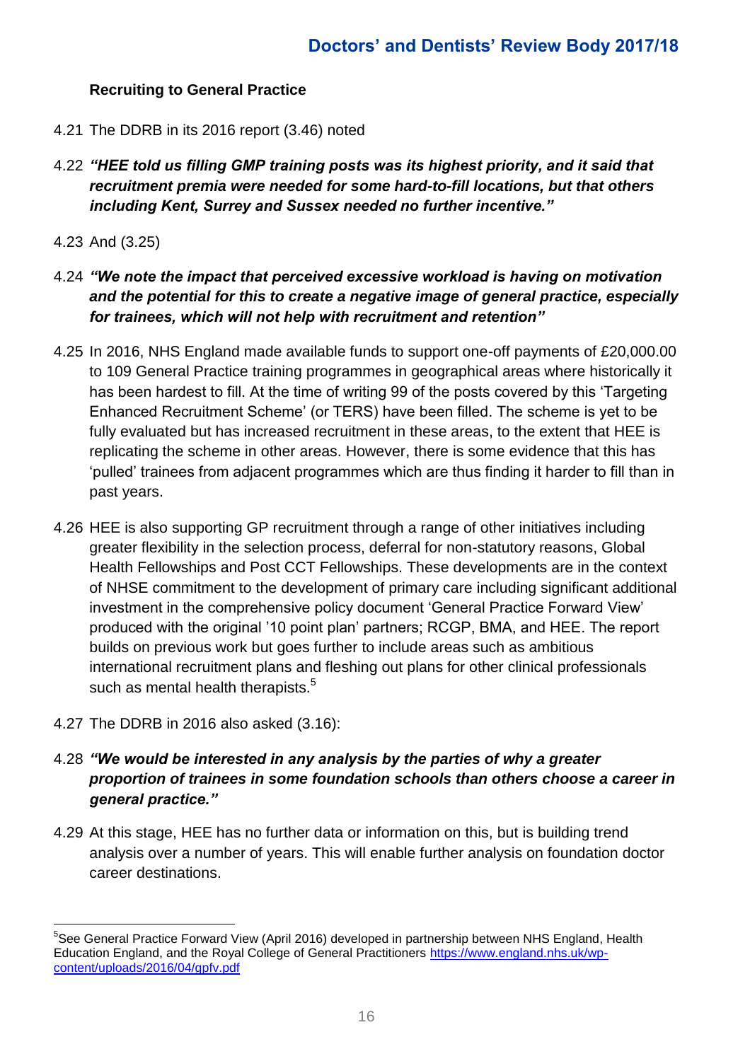### Recruiting to General Practice

4.21 The DDRB in its 2016 report (3.46) noted

4.22 ***"HEE told us filling GMP training posts was its highest priority, and it said that recruitment premia were needed for some hard-to-fill locations, but that others including Kent, Surrey and Sussex needed no further incentive."***

4.23 And (3.25)

4.24 ***"We note the impact that perceived excessive workload is having on motivation and the potential for this to create a negative image of general practice, especially for trainees, which will not help with recruitment and retention"***

4.25 In 2016, NHS England made available funds to support one-off payments of £20,000.00 to 109 General Practice training programmes in geographical areas where historically it has been hardest to fill. At the time of writing 99 of the posts covered by this 'Targeting Enhanced Recruitment Scheme' (or TERS) have been filled. The scheme is yet to be fully evaluated but has increased recruitment in these areas, to the extent that HEE is replicating the scheme in other areas. However, there is some evidence that this has 'pulled' trainees from adjacent programmes which are thus finding it harder to fill than in past years.

4.26 HEE is also supporting GP recruitment through a range of other initiatives including greater flexibility in the selection process, deferral for non-statutory reasons, Global Health Fellowships and Post CCT Fellowships. These developments are in the context of NHSE commitment to the development of primary care including significant additional investment in the comprehensive policy document 'General Practice Forward View' produced with the original '10 point plan' partners; RCGP, BMA, and HEE. The report builds on previous work but goes further to include areas such as ambitious international recruitment plans and fleshing out plans for other clinical professionals such as mental health therapists.[5]

4.27 The DDRB in 2016 also asked (3.16):

4.28 ***"We would be interested in any analysis by the parties of why a greater proportion of trainees in some foundation schools than others choose a career in general practice."***

4.29 At this stage, HEE has no further data or information on this, but is building trend analysis over a number of years. This will enable further analysis on foundation doctor career destinations.

---

[5] See General Practice Forward View (April 2016) developed in partnership between NHS England, Health Education England, and the Royal College of General Practitioners https://www.england.nhs.uk/wp-content/uploads/2016/04/gpfv.pdf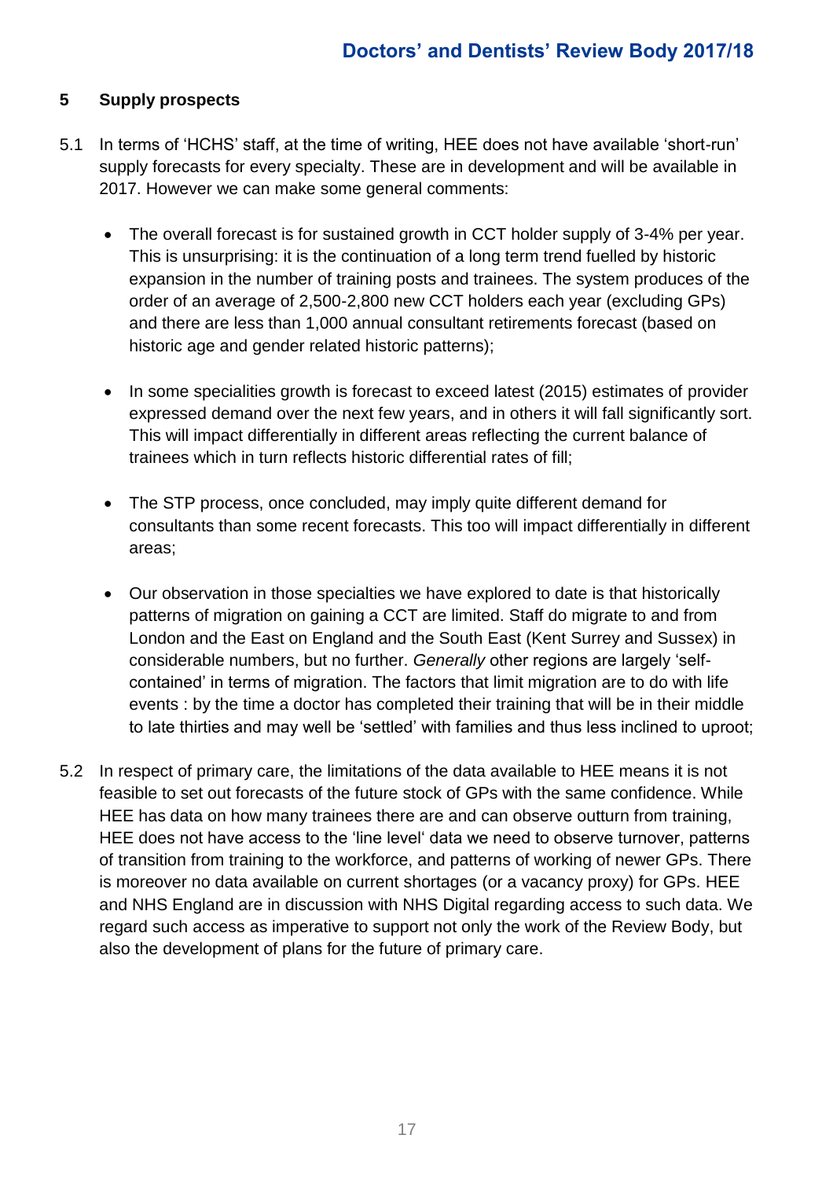## 5 Supply prospects

5.1 In terms of 'HCHS' staff, at the time of writing, HEE does not have available 'short-run' supply forecasts for every specialty. These are in development and will be available in 2017. However we can make some general comments:

- The overall forecast is for sustained growth in CCT holder supply of 3-4% per year. This is unsurprising: it is the continuation of a long term trend fuelled by historic expansion in the number of training posts and trainees. The system produces of the order of an average of 2,500-2,800 new CCT holders each year (excluding GPs) and there are less than 1,000 annual consultant retirements forecast (based on historic age and gender related historic patterns);

- In some specialities growth is forecast to exceed latest (2015) estimates of provider expressed demand over the next few years, and in others it will fall significantly sort. This will impact differentially in different areas reflecting the current balance of trainees which in turn reflects historic differential rates of fill;

- The STP process, once concluded, may imply quite different demand for consultants than some recent forecasts. This too will impact differentially in different areas;

- Our observation in those specialties we have explored to date is that historically patterns of migration on gaining a CCT are limited. Staff do migrate to and from London and the East on England and the South East (Kent Surrey and Sussex) in considerable numbers, but no further. *Generally* other regions are largely 'self-contained' in terms of migration. The factors that limit migration are to do with life events : by the time a doctor has completed their training that will be in their middle to late thirties and may well be 'settled' with families and thus less inclined to uproot;

5.2 In respect of primary care, the limitations of the data available to HEE means it is not feasible to set out forecasts of the future stock of GPs with the same confidence. While HEE has data on how many trainees there are and can observe outturn from training, HEE does not have access to the 'line level' data we need to observe turnover, patterns of transition from training to the workforce, and patterns of working of newer GPs. There is moreover no data available on current shortages (or a vacancy proxy) for GPs. HEE and NHS England are in discussion with NHS Digital regarding access to such data. We regard such access as imperative to support not only the work of the Review Body, but also the development of plans for the future of primary care.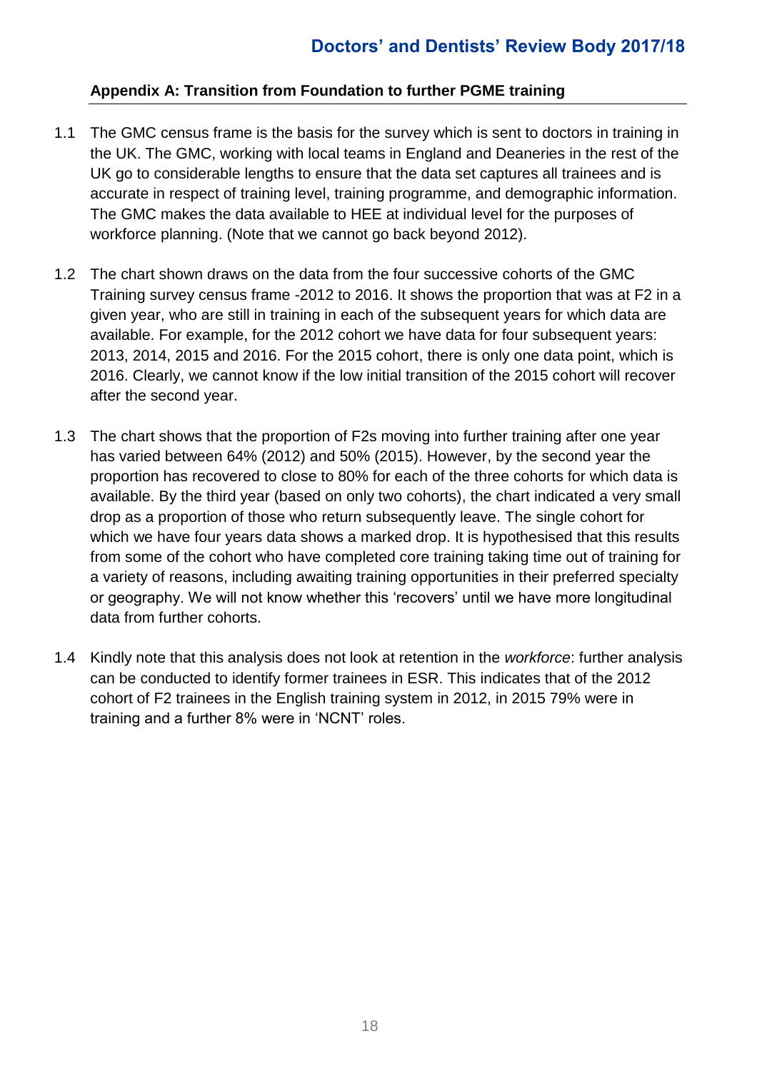### Appendix A: Transition from Foundation to further PGME training

1.1 The GMC census frame is the basis for the survey which is sent to doctors in training in the UK. The GMC, working with local teams in England and Deaneries in the rest of the UK go to considerable lengths to ensure that the data set captures all trainees and is accurate in respect of training level, training programme, and demographic information. The GMC makes the data available to HEE at individual level for the purposes of workforce planning. (Note that we cannot go back beyond 2012).

1.2 The chart shown draws on the data from the four successive cohorts of the GMC Training survey census frame -2012 to 2016. It shows the proportion that was at F2 in a given year, who are still in training in each of the subsequent years for which data are available. For example, for the 2012 cohort we have data for four subsequent years: 2013, 2014, 2015 and 2016. For the 2015 cohort, there is only one data point, which is 2016. Clearly, we cannot know if the low initial transition of the 2015 cohort will recover after the second year.

1.3 The chart shows that the proportion of F2s moving into further training after one year has varied between 64% (2012) and 50% (2015). However, by the second year the proportion has recovered to close to 80% for each of the three cohorts for which data is available. By the third year (based on only two cohorts), the chart indicated a very small drop as a proportion of those who return subsequently leave. The single cohort for which we have four years data shows a marked drop. It is hypothesised that this results from some of the cohort who have completed core training taking time out of training for a variety of reasons, including awaiting training opportunities in their preferred specialty or geography. We will not know whether this 'recovers' until we have more longitudinal data from further cohorts.

1.4 Kindly note that this analysis does not look at retention in the *workforce*: further analysis can be conducted to identify former trainees in ESR. This indicates that of the 2012 cohort of F2 trainees in the English training system in 2012, in 2015 79% were in training and a further 8% were in 'NCNT' roles.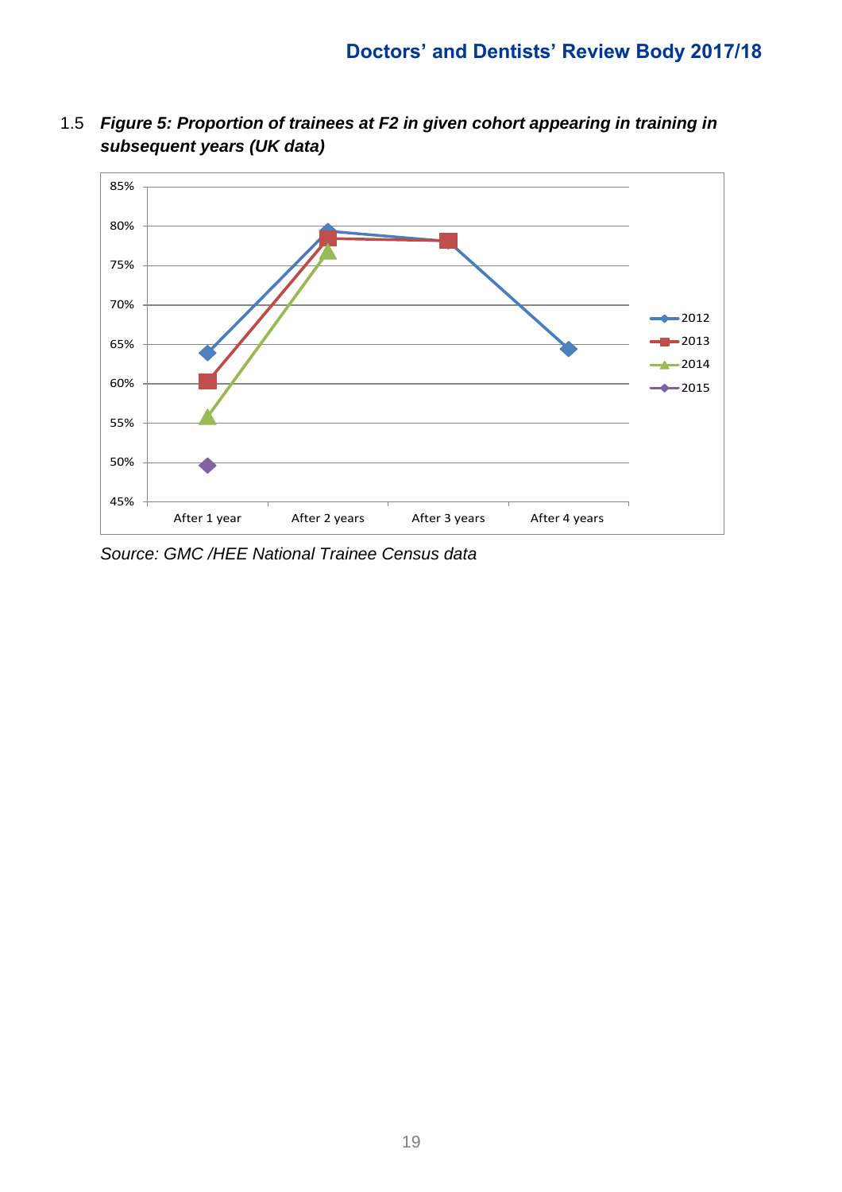1.5 ***Figure 5: Proportion of trainees at F2 in given cohort appearing in training in subsequent years (UK data)***

*Source: GMC /HEE National Trainee Census data*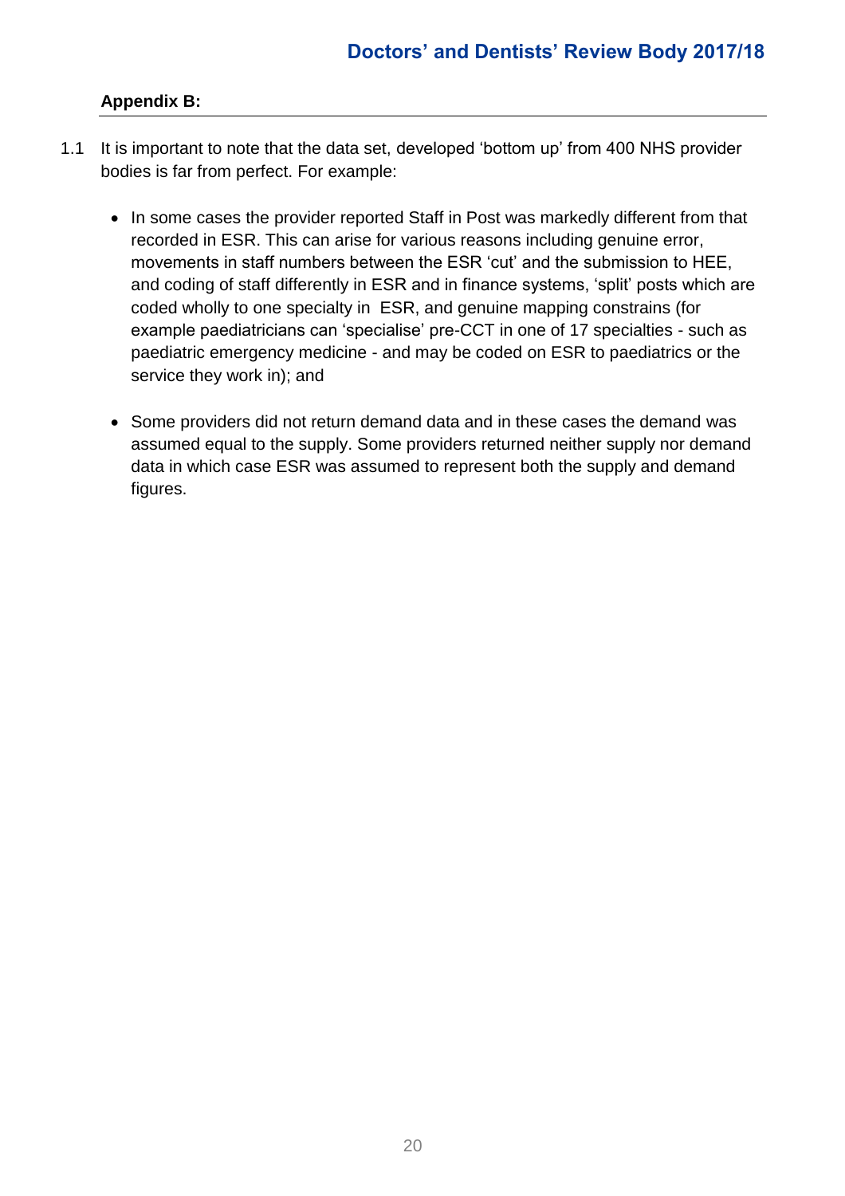### Appendix B:

1.1 It is important to note that the data set, developed 'bottom up' from 400 NHS provider bodies is far from perfect. For example:

- In some cases the provider reported Staff in Post was markedly different from that recorded in ESR. This can arise for various reasons including genuine error, movements in staff numbers between the ESR 'cut' and the submission to HEE, and coding of staff differently in ESR and in finance systems, 'split' posts which are coded wholly to one specialty in ESR, and genuine mapping constrains (for example paediatricians can 'specialise' pre-CCT in one of 17 specialties - such as paediatric emergency medicine - and may be coded on ESR to paediatrics or the service they work in); and

- Some providers did not return demand data and in these cases the demand was assumed equal to the supply. Some providers returned neither supply nor demand data in which case ESR was assumed to represent both the supply and demand figures.